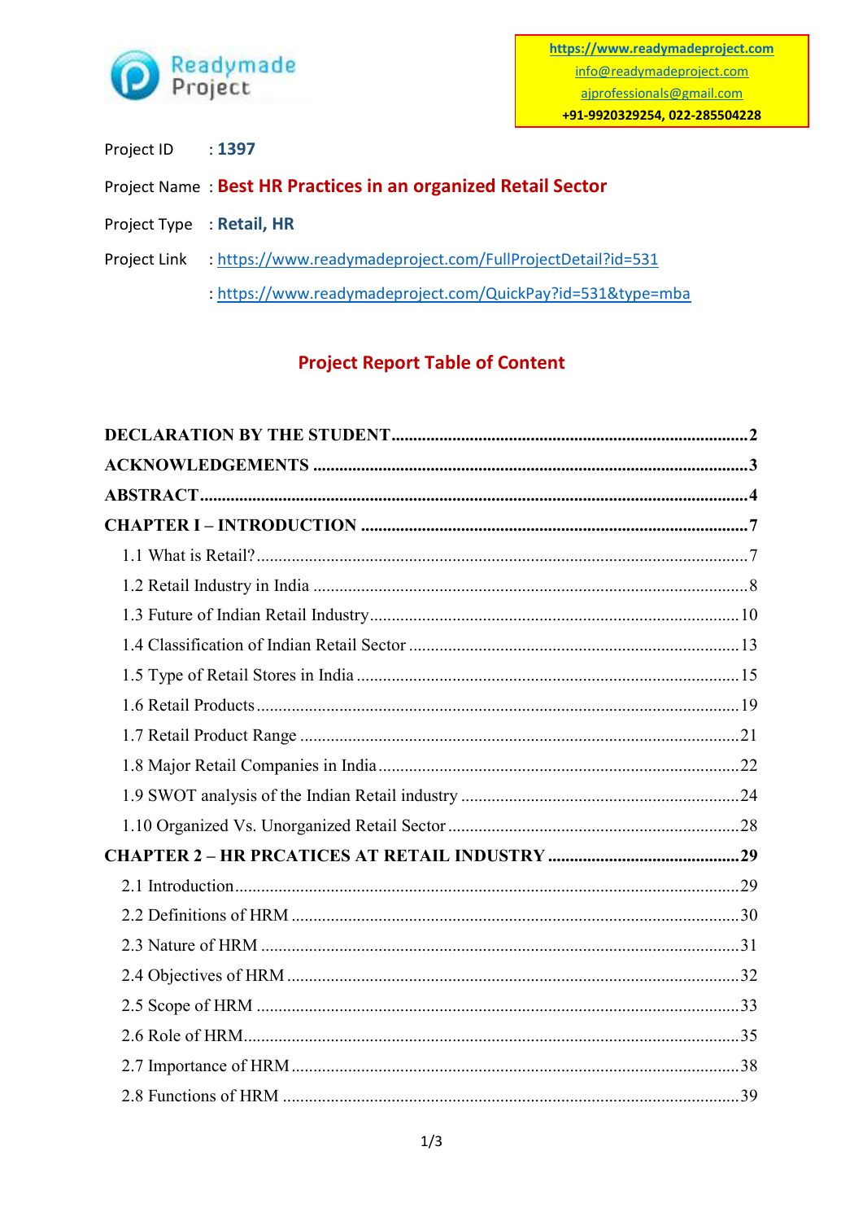https://www.readymadeproject.com
info@readymadeproject.com
ajprofessionals@gmail.com
**+91-9920329254, 022-285504228**

Project ID : **1397**

Project Name : **Best HR Practices in an organized Retail Sector**

Project Type : **Retail, HR**

Project Link : https://www.readymadeproject.com/FullProjectDetail?id=531

: https://www.readymadeproject.com/QuickPay?id=531&type=mba

## Project Report Table of Content

**DECLARATION BY THE STUDENT** .................... 2

**ACKNOWLEDGEMENTS** .................... 3

**ABSTRACT** .................... 4

**CHAPTER I – INTRODUCTION** .................... 7

- 1.1 What is Retail? .................... 7
- 1.2 Retail Industry in India .................... 8
- 1.3 Future of Indian Retail Industry .................... 10
- 1.4 Classification of Indian Retail Sector .................... 13
- 1.5 Type of Retail Stores in India .................... 15
- 1.6 Retail Products .................... 19
- 1.7 Retail Product Range .................... 21
- 1.8 Major Retail Companies in India .................... 22
- 1.9 SWOT analysis of the Indian Retail industry .................... 24
- 1.10 Organized Vs. Unorganized Retail Sector .................... 28

**CHAPTER 2 – HR PRCATICES AT RETAIL INDUSTRY** .................... 29

- 2.1 Introduction .................... 29
- 2.2 Definitions of HRM .................... 30
- 2.3 Nature of HRM .................... 31
- 2.4 Objectives of HRM .................... 32
- 2.5 Scope of HRM .................... 33
- 2.6 Role of HRM .................... 35
- 2.7 Importance of HRM .................... 38
- 2.8 Functions of HRM .................... 39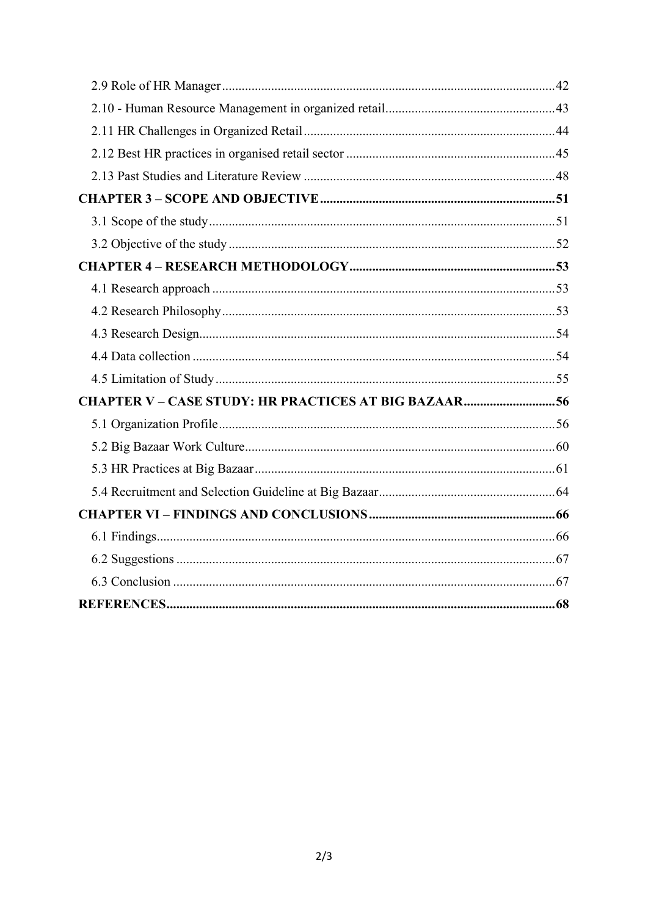2.9 Role of HR Manager .......... 42

2.10 - Human Resource Management in organized retail .......... 43

2.11 HR Challenges in Organized Retail .......... 44

2.12 Best HR practices in organised retail sector .......... 45

2.13 Past Studies and Literature Review .......... 48

**CHAPTER 3 – SCOPE AND OBJECTIVE .......... 51**

3.1 Scope of the study .......... 51

3.2 Objective of the study .......... 52

**CHAPTER 4 – RESEARCH METHODOLOGY .......... 53**

4.1 Research approach .......... 53

4.2 Research Philosophy .......... 53

4.3 Research Design .......... 54

4.4 Data collection .......... 54

4.5 Limitation of Study .......... 55

**CHAPTER V – CASE STUDY: HR PRACTICES AT BIG BAZAAR .......... 56**

5.1 Organization Profile .......... 56

5.2 Big Bazaar Work Culture .......... 60

5.3 HR Practices at Big Bazaar .......... 61

5.4 Recruitment and Selection Guideline at Big Bazaar .......... 64

**CHAPTER VI – FINDINGS AND CONCLUSIONS .......... 66**

6.1 Findings .......... 66

6.2 Suggestions .......... 67

6.3 Conclusion .......... 67

**REFERENCES .......... 68**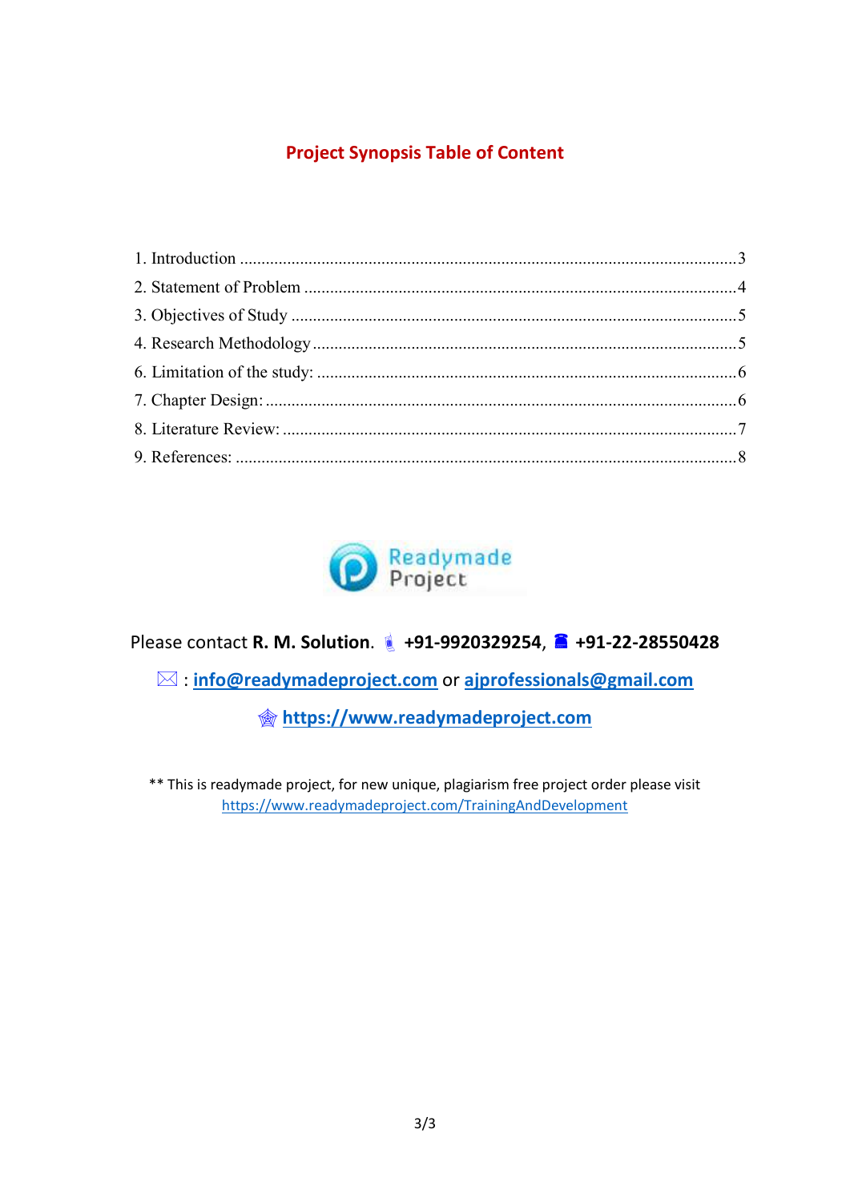# Project Synopsis Table of Content

1. Introduction .................................................................................................3
2. Statement of Problem .....................................................................................4
3. Objectives of Study ........................................................................................5
4. Research Methodology ....................................................................................5
6. Limitation of the study: ..................................................................................6
7. Chapter Design: ..............................................................................................6
8. Literature Review: ...........................................................................................7
9. References: .....................................................................................................8

Readymade Project

Please contact **R. M. Solution.** **+91-9920329254**, **+91-22-28550428**

: **info@readymadeproject.com** or **ajprofessionals@gmail.com**

**https://www.readymadeproject.com**

** This is readymade project, for new unique, plagiarism free project order please visit https://www.readymadeproject.com/TrainingAndDevelopment